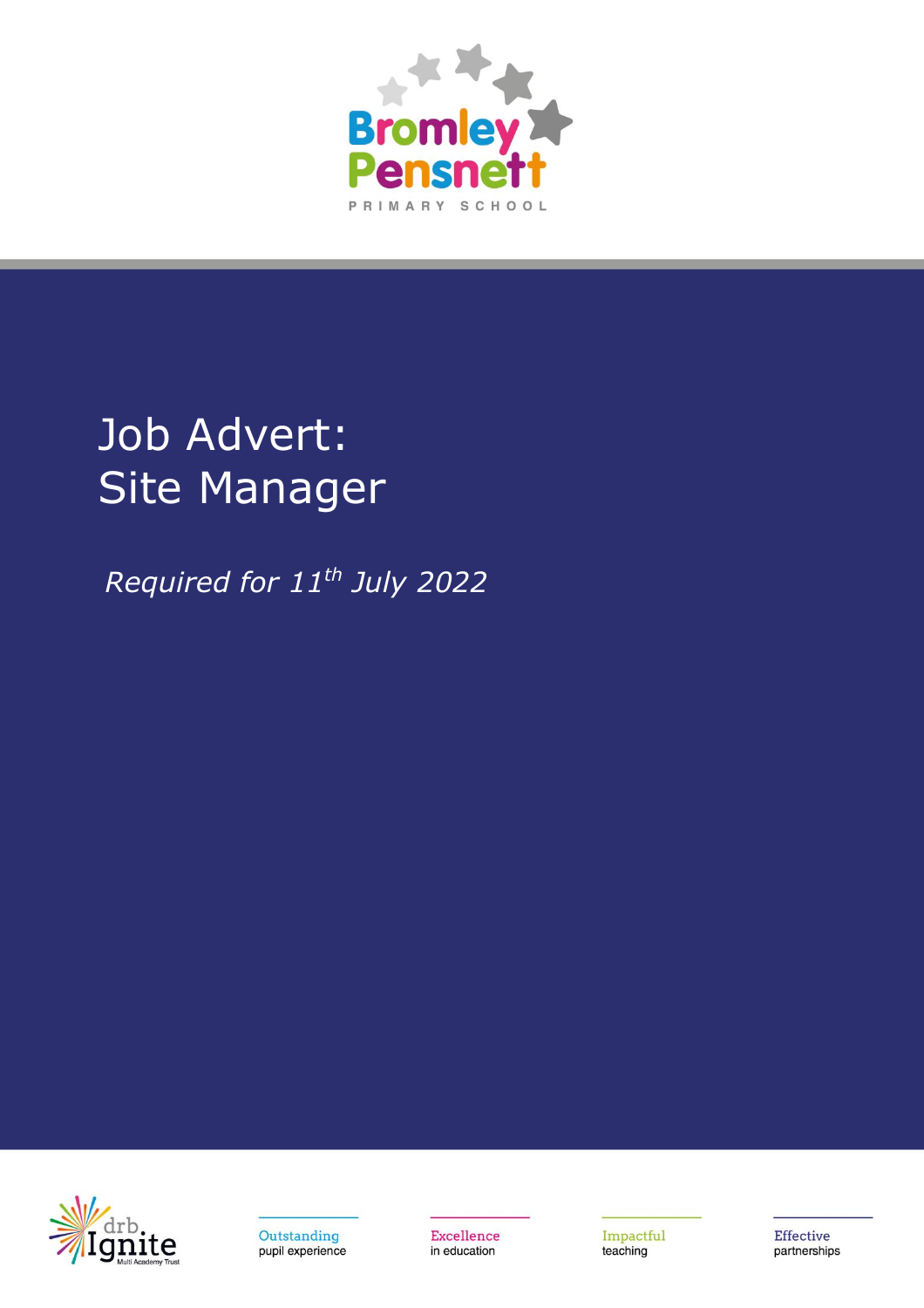Bromley Pensnett

PRIMARY SCHOOL

# Job Advert:
# Site Manager

*Required for 11th July 2022*

drb Ignite Multi Academy Trust

Outstanding pupil experience

Excellence in education

Impactful teaching

Effective partnerships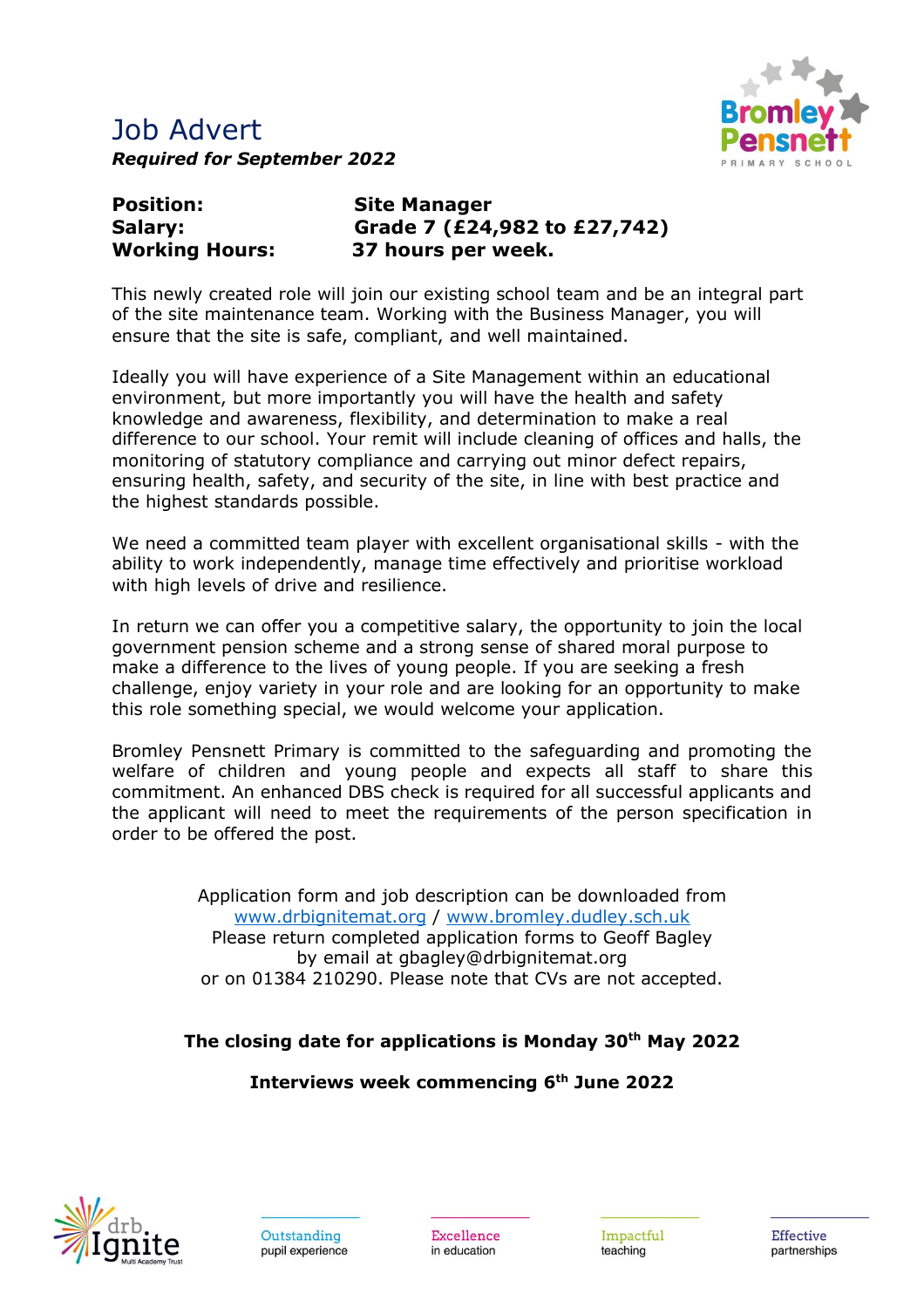# Job Advert

***Required for September 2022***

| | |
|---|---|
| **Position:** | **Site Manager** |
| **Salary:** | **Grade 7 (£24,982 to £27,742)** |
| **Working Hours:** | **37 hours per week.** |

This newly created role will join our existing school team and be an integral part of the site maintenance team. Working with the Business Manager, you will ensure that the site is safe, compliant, and well maintained.

Ideally you will have experience of a Site Management within an educational environment, but more importantly you will have the health and safety knowledge and awareness, flexibility, and determination to make a real difference to our school. Your remit will include cleaning of offices and halls, the monitoring of statutory compliance and carrying out minor defect repairs, ensuring health, safety, and security of the site, in line with best practice and the highest standards possible.

We need a committed team player with excellent organisational skills - with the ability to work independently, manage time effectively and prioritise workload with high levels of drive and resilience.

In return we can offer you a competitive salary, the opportunity to join the local government pension scheme and a strong sense of shared moral purpose to make a difference to the lives of young people. If you are seeking a fresh challenge, enjoy variety in your role and are looking for an opportunity to make this role something special, we would welcome your application.

Bromley Pensnett Primary is committed to the safeguarding and promoting the welfare of children and young people and expects all staff to share this commitment. An enhanced DBS check is required for all successful applicants and the applicant will need to meet the requirements of the person specification in order to be offered the post.

Application form and job description can be downloaded from
www.drbignitemat.org / www.bromley.dudley.sch.uk
Please return completed application forms to Geoff Bagley
by email at gbagley@drbignitemat.org
or on 01384 210290. Please note that CVs are not accepted.

**The closing date for applications is Monday 30th May 2022**

**Interviews week commencing 6th June 2022**

Outstanding pupil experience

Excellence in education

Impactful teaching

Effective partnerships